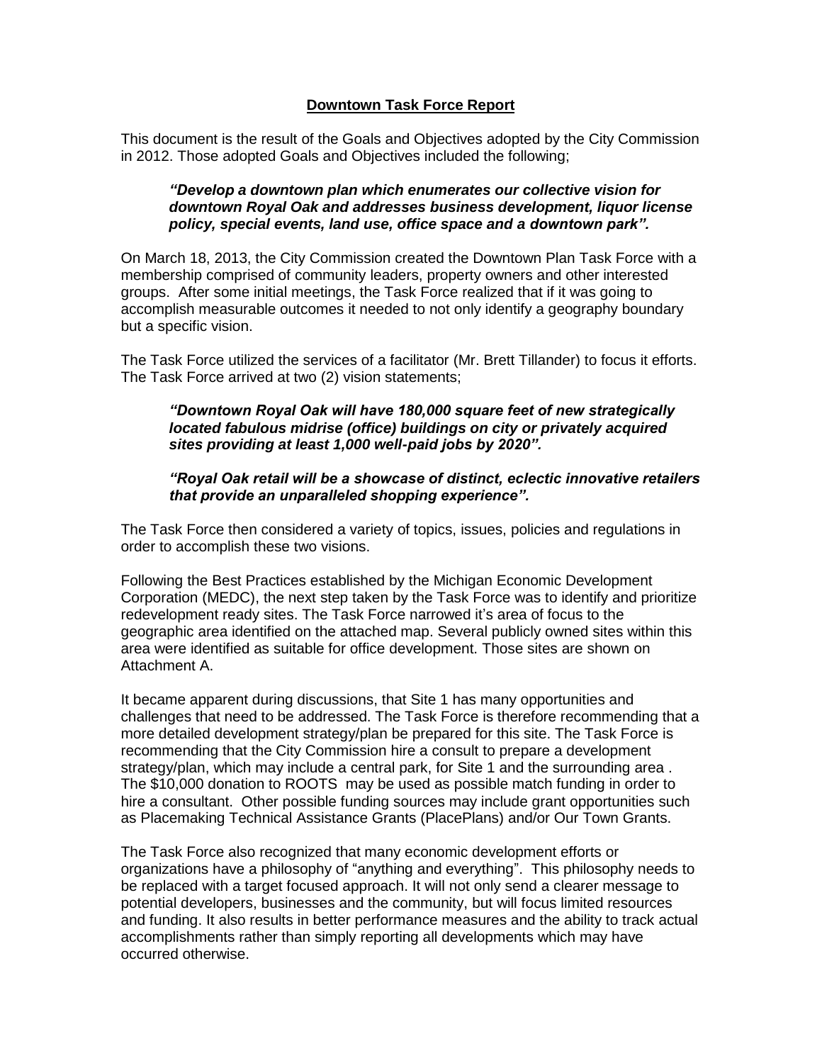# **Downtown Task Force Report**

This document is the result of the Goals and Objectives adopted by the City Commission in 2012. Those adopted Goals and Objectives included the following;

> ***"Develop a downtown plan which enumerates our collective vision for downtown Royal Oak and addresses business development, liquor license policy, special events, land use, office space and a downtown park".***

On March 18, 2013, the City Commission created the Downtown Plan Task Force with a membership comprised of community leaders, property owners and other interested groups. After some initial meetings, the Task Force realized that if it was going to accomplish measurable outcomes it needed to not only identify a geography boundary but a specific vision.

The Task Force utilized the services of a facilitator (Mr. Brett Tillander) to focus it efforts. The Task Force arrived at two (2) vision statements;

> ***"Downtown Royal Oak will have 180,000 square feet of new strategically located fabulous midrise (office) buildings on city or privately acquired sites providing at least 1,000 well-paid jobs by 2020".***
>
> ***"Royal Oak retail will be a showcase of distinct, eclectic innovative retailers that provide an unparalleled shopping experience".***

The Task Force then considered a variety of topics, issues, policies and regulations in order to accomplish these two visions.

Following the Best Practices established by the Michigan Economic Development Corporation (MEDC), the next step taken by the Task Force was to identify and prioritize redevelopment ready sites. The Task Force narrowed it's area of focus to the geographic area identified on the attached map. Several publicly owned sites within this area were identified as suitable for office development. Those sites are shown on Attachment A.

It became apparent during discussions, that Site 1 has many opportunities and challenges that need to be addressed. The Task Force is therefore recommending that a more detailed development strategy/plan be prepared for this site. The Task Force is recommending that the City Commission hire a consult to prepare a development strategy/plan, which may include a central park, for Site 1 and the surrounding area . The $10,000 donation to ROOTS may be used as possible match funding in order to hire a consultant. Other possible funding sources may include grant opportunities such as Placemaking Technical Assistance Grants (PlacePlans) and/or Our Town Grants.

The Task Force also recognized that many economic development efforts or organizations have a philosophy of "anything and everything". This philosophy needs to be replaced with a target focused approach. It will not only send a clearer message to potential developers, businesses and the community, but will focus limited resources and funding. It also results in better performance measures and the ability to track actual accomplishments rather than simply reporting all developments which may have occurred otherwise.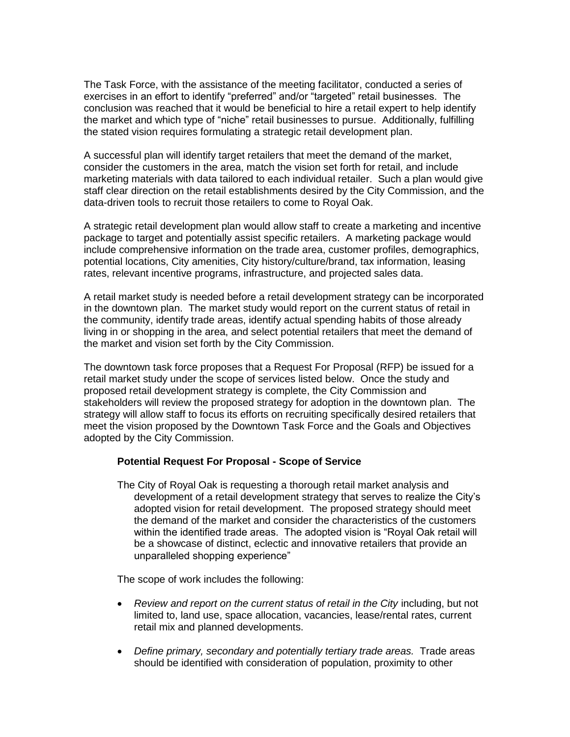The Task Force, with the assistance of the meeting facilitator, conducted a series of exercises in an effort to identify "preferred" and/or "targeted" retail businesses. The conclusion was reached that it would be beneficial to hire a retail expert to help identify the market and which type of "niche" retail businesses to pursue. Additionally, fulfilling the stated vision requires formulating a strategic retail development plan.

A successful plan will identify target retailers that meet the demand of the market, consider the customers in the area, match the vision set forth for retail, and include marketing materials with data tailored to each individual retailer. Such a plan would give staff clear direction on the retail establishments desired by the City Commission, and the data-driven tools to recruit those retailers to come to Royal Oak.

A strategic retail development plan would allow staff to create a marketing and incentive package to target and potentially assist specific retailers. A marketing package would include comprehensive information on the trade area, customer profiles, demographics, potential locations, City amenities, City history/culture/brand, tax information, leasing rates, relevant incentive programs, infrastructure, and projected sales data.

A retail market study is needed before a retail development strategy can be incorporated in the downtown plan. The market study would report on the current status of retail in the community, identify trade areas, identify actual spending habits of those already living in or shopping in the area, and select potential retailers that meet the demand of the market and vision set forth by the City Commission.

The downtown task force proposes that a Request For Proposal (RFP) be issued for a retail market study under the scope of services listed below. Once the study and proposed retail development strategy is complete, the City Commission and stakeholders will review the proposed strategy for adoption in the downtown plan. The strategy will allow staff to focus its efforts on recruiting specifically desired retailers that meet the vision proposed by the Downtown Task Force and the Goals and Objectives adopted by the City Commission.

**Potential Request For Proposal - Scope of Service**

The City of Royal Oak is requesting a thorough retail market analysis and development of a retail development strategy that serves to realize the City's adopted vision for retail development. The proposed strategy should meet the demand of the market and consider the characteristics of the customers within the identified trade areas. The adopted vision is "Royal Oak retail will be a showcase of distinct, eclectic and innovative retailers that provide an unparalleled shopping experience"

The scope of work includes the following:

- *Review and report on the current status of retail in the City* including, but not limited to, land use, space allocation, vacancies, lease/rental rates, current retail mix and planned developments.
- *Define primary, secondary and potentially tertiary trade areas.* Trade areas should be identified with consideration of population, proximity to other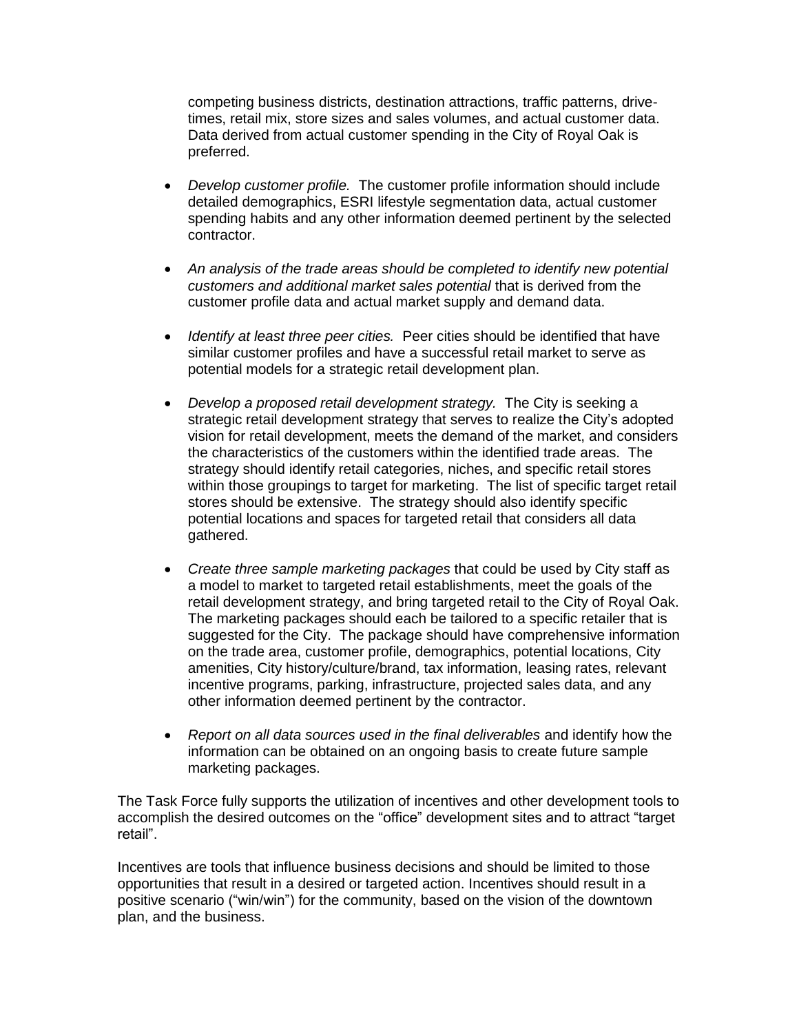competing business districts, destination attractions, traffic patterns, drive-times, retail mix, store sizes and sales volumes, and actual customer data. Data derived from actual customer spending in the City of Royal Oak is preferred.

- *Develop customer profile.* The customer profile information should include detailed demographics, ESRI lifestyle segmentation data, actual customer spending habits and any other information deemed pertinent by the selected contractor.

- *An analysis of the trade areas should be completed to identify new potential customers and additional market sales potential* that is derived from the customer profile data and actual market supply and demand data.

- *Identify at least three peer cities.* Peer cities should be identified that have similar customer profiles and have a successful retail market to serve as potential models for a strategic retail development plan.

- *Develop a proposed retail development strategy.* The City is seeking a strategic retail development strategy that serves to realize the City's adopted vision for retail development, meets the demand of the market, and considers the characteristics of the customers within the identified trade areas. The strategy should identify retail categories, niches, and specific retail stores within those groupings to target for marketing. The list of specific target retail stores should be extensive. The strategy should also identify specific potential locations and spaces for targeted retail that considers all data gathered.

- *Create three sample marketing packages* that could be used by City staff as a model to market to targeted retail establishments, meet the goals of the retail development strategy, and bring targeted retail to the City of Royal Oak. The marketing packages should each be tailored to a specific retailer that is suggested for the City. The package should have comprehensive information on the trade area, customer profile, demographics, potential locations, City amenities, City history/culture/brand, tax information, leasing rates, relevant incentive programs, parking, infrastructure, projected sales data, and any other information deemed pertinent by the contractor.

- *Report on all data sources used in the final deliverables* and identify how the information can be obtained on an ongoing basis to create future sample marketing packages.

The Task Force fully supports the utilization of incentives and other development tools to accomplish the desired outcomes on the "office" development sites and to attract "target retail".

Incentives are tools that influence business decisions and should be limited to those opportunities that result in a desired or targeted action. Incentives should result in a positive scenario ("win/win") for the community, based on the vision of the downtown plan, and the business.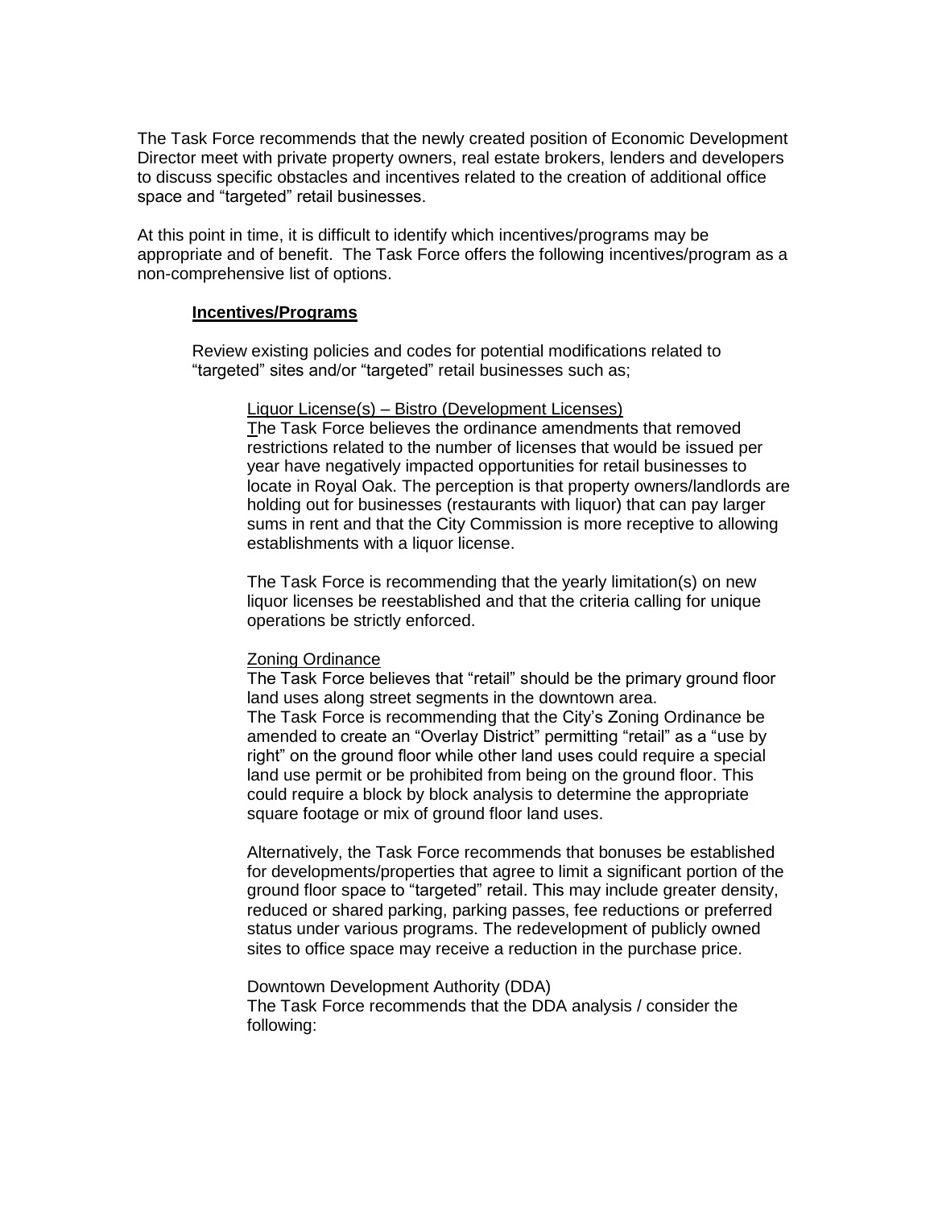The Task Force recommends that the newly created position of Economic Development Director meet with private property owners, real estate brokers, lenders and developers to discuss specific obstacles and incentives related to the creation of additional office space and "targeted" retail businesses.

At this point in time, it is difficult to identify which incentives/programs may be appropriate and of benefit. The Task Force offers the following incentives/program as a non-comprehensive list of options.

**Incentives/Programs**

Review existing policies and codes for potential modifications related to "targeted" sites and/or "targeted" retail businesses such as;

Liquor License(s) – Bistro (Development Licenses)

The Task Force believes the ordinance amendments that removed restrictions related to the number of licenses that would be issued per year have negatively impacted opportunities for retail businesses to locate in Royal Oak. The perception is that property owners/landlords are holding out for businesses (restaurants with liquor) that can pay larger sums in rent and that the City Commission is more receptive to allowing establishments with a liquor license.

The Task Force is recommending that the yearly limitation(s) on new liquor licenses be reestablished and that the criteria calling for unique operations be strictly enforced.

Zoning Ordinance

The Task Force believes that "retail" should be the primary ground floor land uses along street segments in the downtown area.

The Task Force is recommending that the City's Zoning Ordinance be amended to create an "Overlay District" permitting "retail" as a "use by right" on the ground floor while other land uses could require a special land use permit or be prohibited from being on the ground floor. This could require a block by block analysis to determine the appropriate square footage or mix of ground floor land uses.

Alternatively, the Task Force recommends that bonuses be established for developments/properties that agree to limit a significant portion of the ground floor space to "targeted" retail. This may include greater density, reduced or shared parking, parking passes, fee reductions or preferred status under various programs. The redevelopment of publicly owned sites to office space may receive a reduction in the purchase price.

Downtown Development Authority (DDA)

The Task Force recommends that the DDA analysis / consider the following: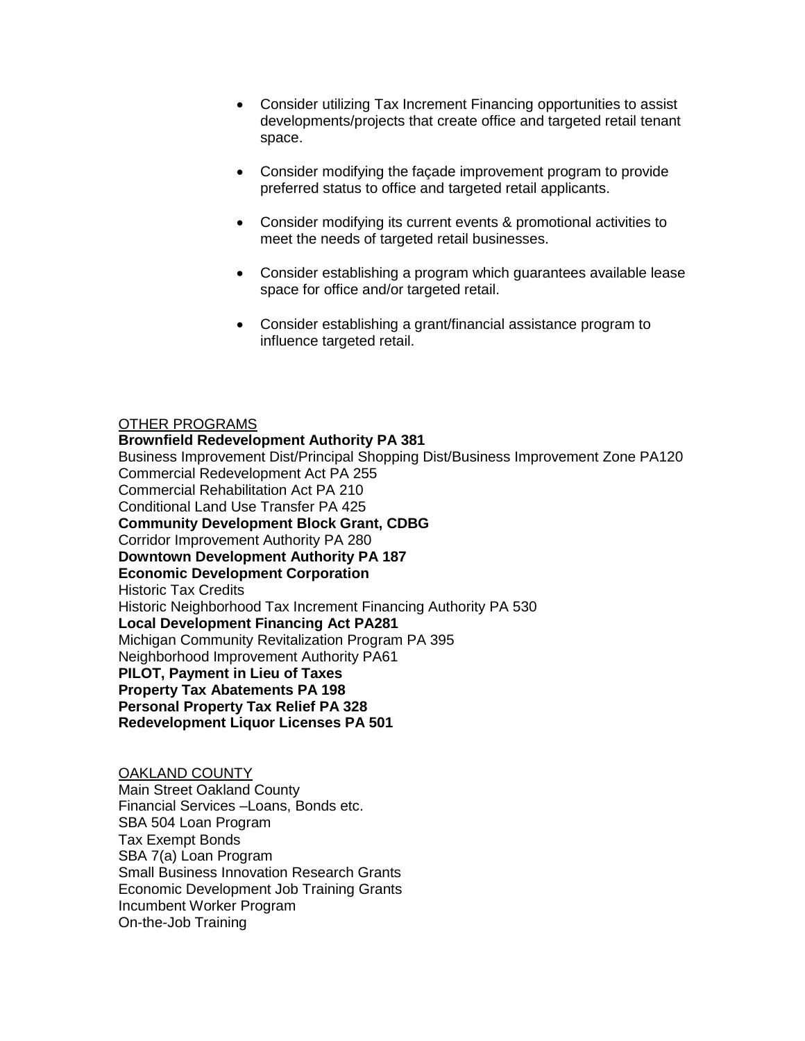- Consider utilizing Tax Increment Financing opportunities to assist developments/projects that create office and targeted retail tenant space.
- Consider modifying the façade improvement program to provide preferred status to office and targeted retail applicants.
- Consider modifying its current events & promotional activities to meet the needs of targeted retail businesses.
- Consider establishing a program which guarantees available lease space for office and/or targeted retail.
- Consider establishing a grant/financial assistance program to influence targeted retail.

<u>OTHER PROGRAMS</u>

**Brownfield Redevelopment Authority PA 381**
Business Improvement Dist/Principal Shopping Dist/Business Improvement Zone PA120
Commercial Redevelopment Act PA 255
Commercial Rehabilitation Act PA 210
Conditional Land Use Transfer PA 425
**Community Development Block Grant, CDBG**
Corridor Improvement Authority PA 280
**Downtown Development Authority PA 187**
**Economic Development Corporation**
Historic Tax Credits
Historic Neighborhood Tax Increment Financing Authority PA 530
**Local Development Financing Act PA281**
Michigan Community Revitalization Program PA 395
Neighborhood Improvement Authority PA61
**PILOT, Payment in Lieu of Taxes**
**Property Tax Abatements PA 198**
**Personal Property Tax Relief PA 328**
**Redevelopment Liquor Licenses PA 501**

<u>OAKLAND COUNTY</u>

Main Street Oakland County
Financial Services –Loans, Bonds etc.
SBA 504 Loan Program
Tax Exempt Bonds
SBA 7(a) Loan Program
Small Business Innovation Research Grants
Economic Development Job Training Grants
Incumbent Worker Program
On-the-Job Training